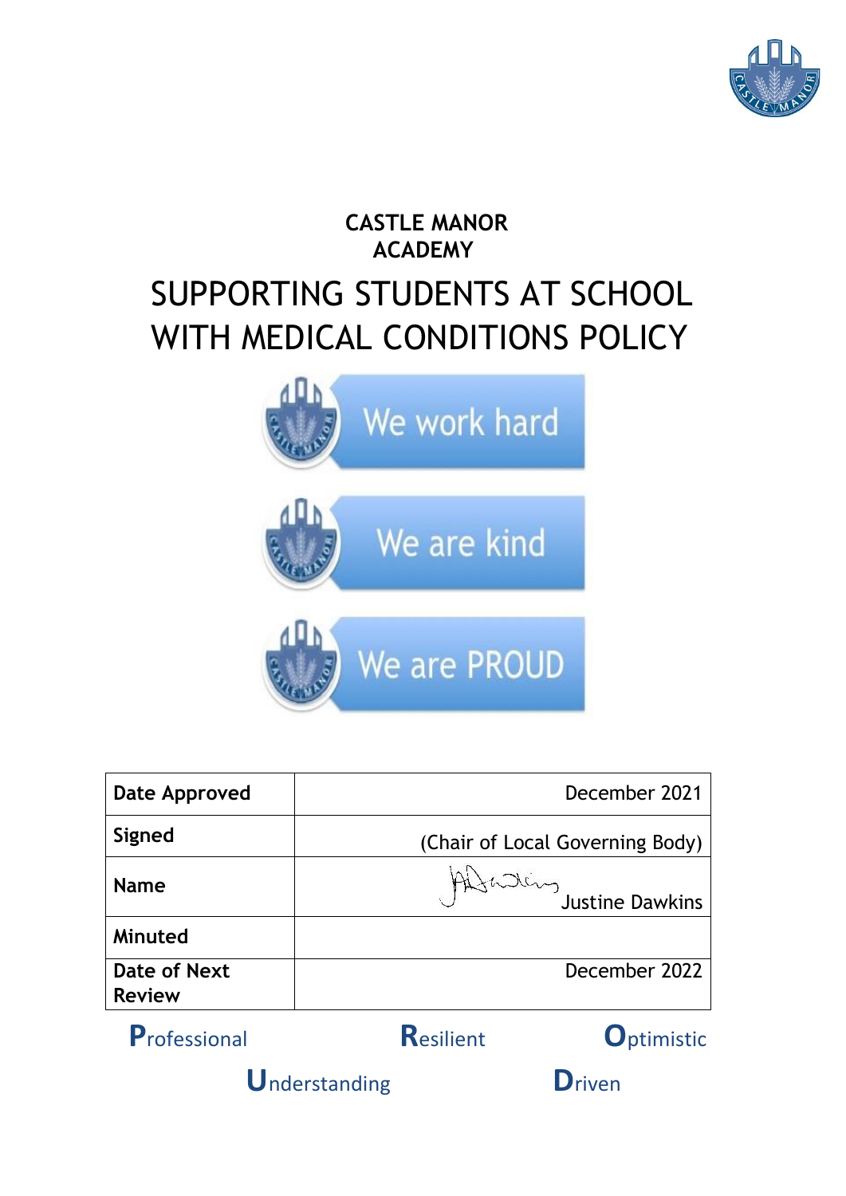**CASTLE MANOR ACADEMY**

# SUPPORTING STUDENTS AT SCHOOL WITH MEDICAL CONDITIONS POLICY

We work hard

We are kind

We are PROUD

| Date Approved | December 2021 |
|---|---|
| Signed | (Chair of Local Governing Body) |
| Name | Justine Dawkins |
| Minuted | |
| Date of Next Review | December 2022 |

**P**rofessional **R**esilient **O**ptimistic

**U**nderstanding **D**riven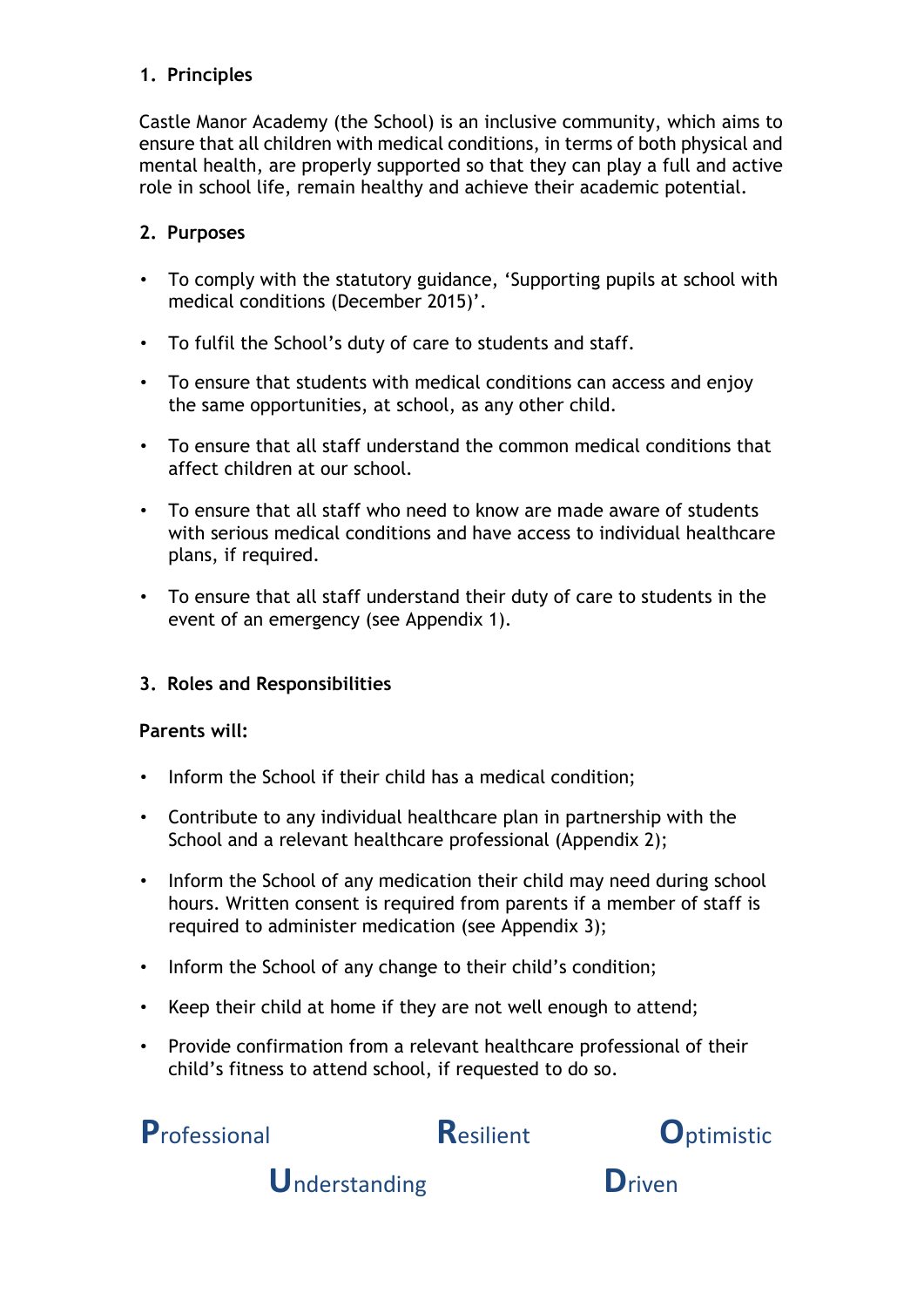## 1. Principles

Castle Manor Academy (the School) is an inclusive community, which aims to ensure that all children with medical conditions, in terms of both physical and mental health, are properly supported so that they can play a full and active role in school life, remain healthy and achieve their academic potential.

## 2. Purposes

- To comply with the statutory guidance, 'Supporting pupils at school with medical conditions (December 2015)'.
- To fulfil the School's duty of care to students and staff.
- To ensure that students with medical conditions can access and enjoy the same opportunities, at school, as any other child.
- To ensure that all staff understand the common medical conditions that affect children at our school.
- To ensure that all staff who need to know are made aware of students with serious medical conditions and have access to individual healthcare plans, if required.
- To ensure that all staff understand their duty of care to students in the event of an emergency (see Appendix 1).

## 3. Roles and Responsibilities

**Parents will:**

- Inform the School if their child has a medical condition;
- Contribute to any individual healthcare plan in partnership with the School and a relevant healthcare professional (Appendix 2);
- Inform the School of any medication their child may need during school hours. Written consent is required from parents if a member of staff is required to administer medication (see Appendix 3);
- Inform the School of any change to their child's condition;
- Keep their child at home if they are not well enough to attend;
- Provide confirmation from a relevant healthcare professional of their child's fitness to attend school, if requested to do so.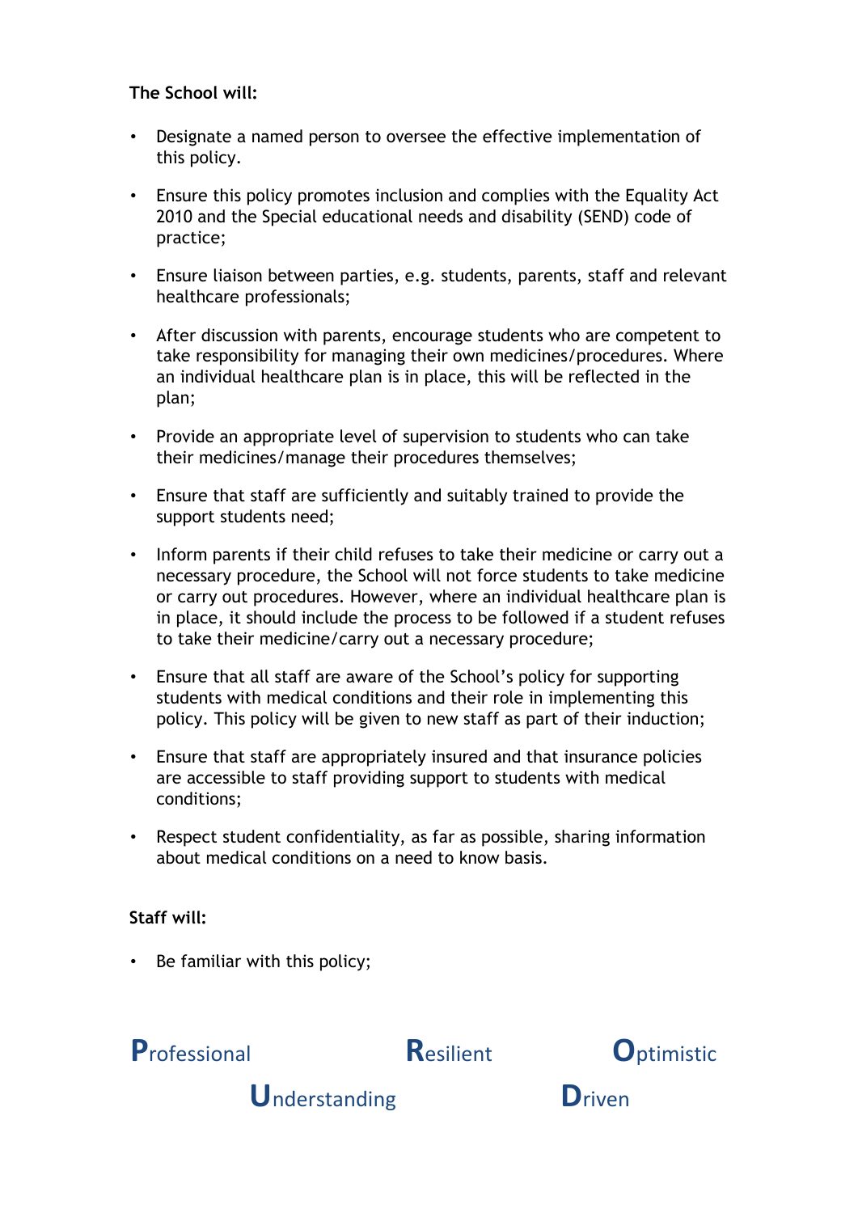**The School will:**

- Designate a named person to oversee the effective implementation of this policy.
- Ensure this policy promotes inclusion and complies with the Equality Act 2010 and the Special educational needs and disability (SEND) code of practice;
- Ensure liaison between parties, e.g. students, parents, staff and relevant healthcare professionals;
- After discussion with parents, encourage students who are competent to take responsibility for managing their own medicines/procedures. Where an individual healthcare plan is in place, this will be reflected in the plan;
- Provide an appropriate level of supervision to students who can take their medicines/manage their procedures themselves;
- Ensure that staff are sufficiently and suitably trained to provide the support students need;
- Inform parents if their child refuses to take their medicine or carry out a necessary procedure, the School will not force students to take medicine or carry out procedures. However, where an individual healthcare plan is in place, it should include the process to be followed if a student refuses to take their medicine/carry out a necessary procedure;
- Ensure that all staff are aware of the School's policy for supporting students with medical conditions and their role in implementing this policy. This policy will be given to new staff as part of their induction;
- Ensure that staff are appropriately insured and that insurance policies are accessible to staff providing support to students with medical conditions;
- Respect student confidentiality, as far as possible, sharing information about medical conditions on a need to know basis.

**Staff will:**

- Be familiar with this policy;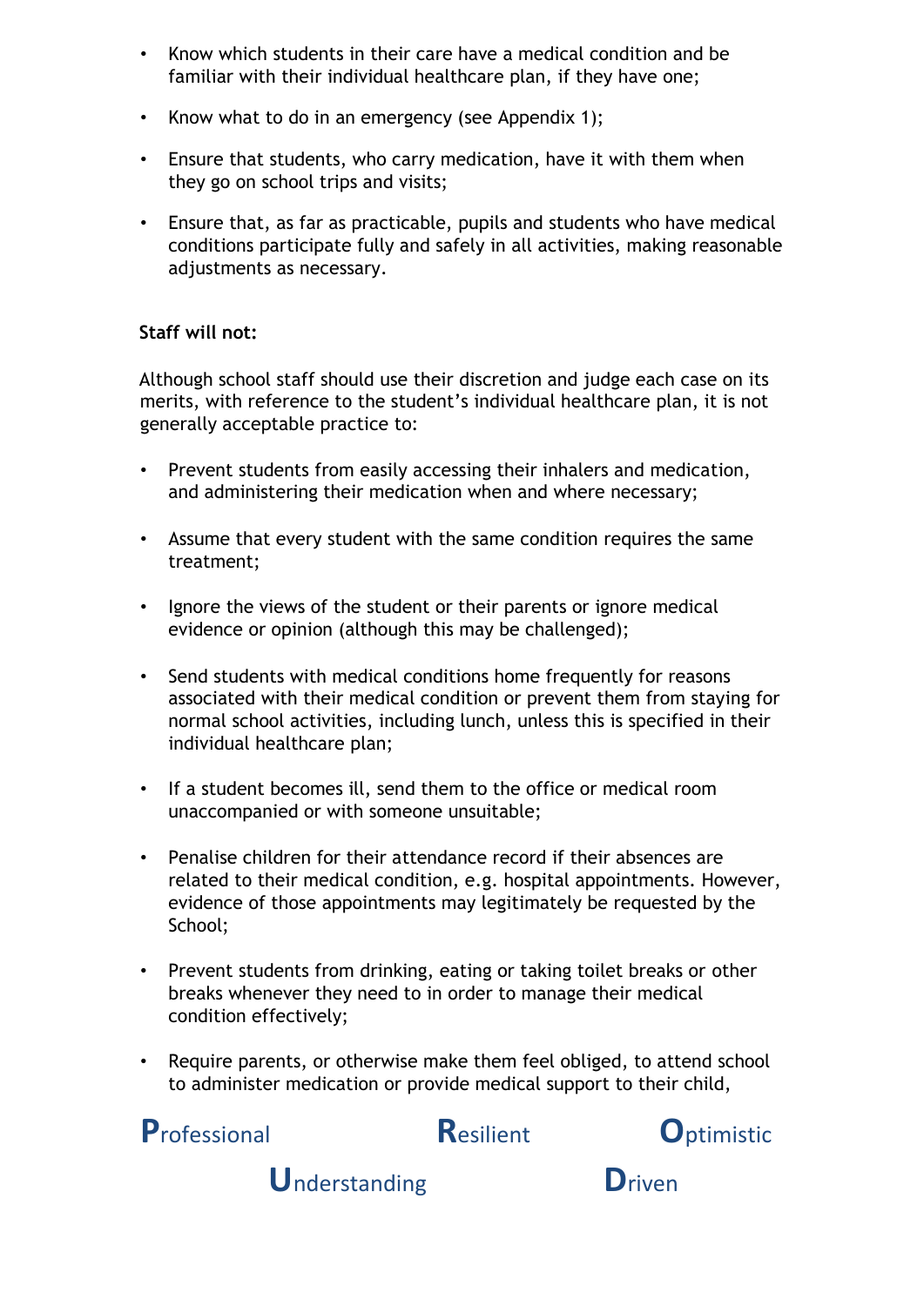- Know which students in their care have a medical condition and be familiar with their individual healthcare plan, if they have one;
- Know what to do in an emergency (see Appendix 1);
- Ensure that students, who carry medication, have it with them when they go on school trips and visits;
- Ensure that, as far as practicable, pupils and students who have medical conditions participate fully and safely in all activities, making reasonable adjustments as necessary.

**Staff will not:**

Although school staff should use their discretion and judge each case on its merits, with reference to the student's individual healthcare plan, it is not generally acceptable practice to:

- Prevent students from easily accessing their inhalers and medication, and administering their medication when and where necessary;
- Assume that every student with the same condition requires the same treatment;
- Ignore the views of the student or their parents or ignore medical evidence or opinion (although this may be challenged);
- Send students with medical conditions home frequently for reasons associated with their medical condition or prevent them from staying for normal school activities, including lunch, unless this is specified in their individual healthcare plan;
- If a student becomes ill, send them to the office or medical room unaccompanied or with someone unsuitable;
- Penalise children for their attendance record if their absences are related to their medical condition, e.g. hospital appointments. However, evidence of those appointments may legitimately be requested by the School;
- Prevent students from drinking, eating or taking toilet breaks or other breaks whenever they need to in order to manage their medical condition effectively;
- Require parents, or otherwise make them feel obliged, to attend school to administer medication or provide medical support to their child,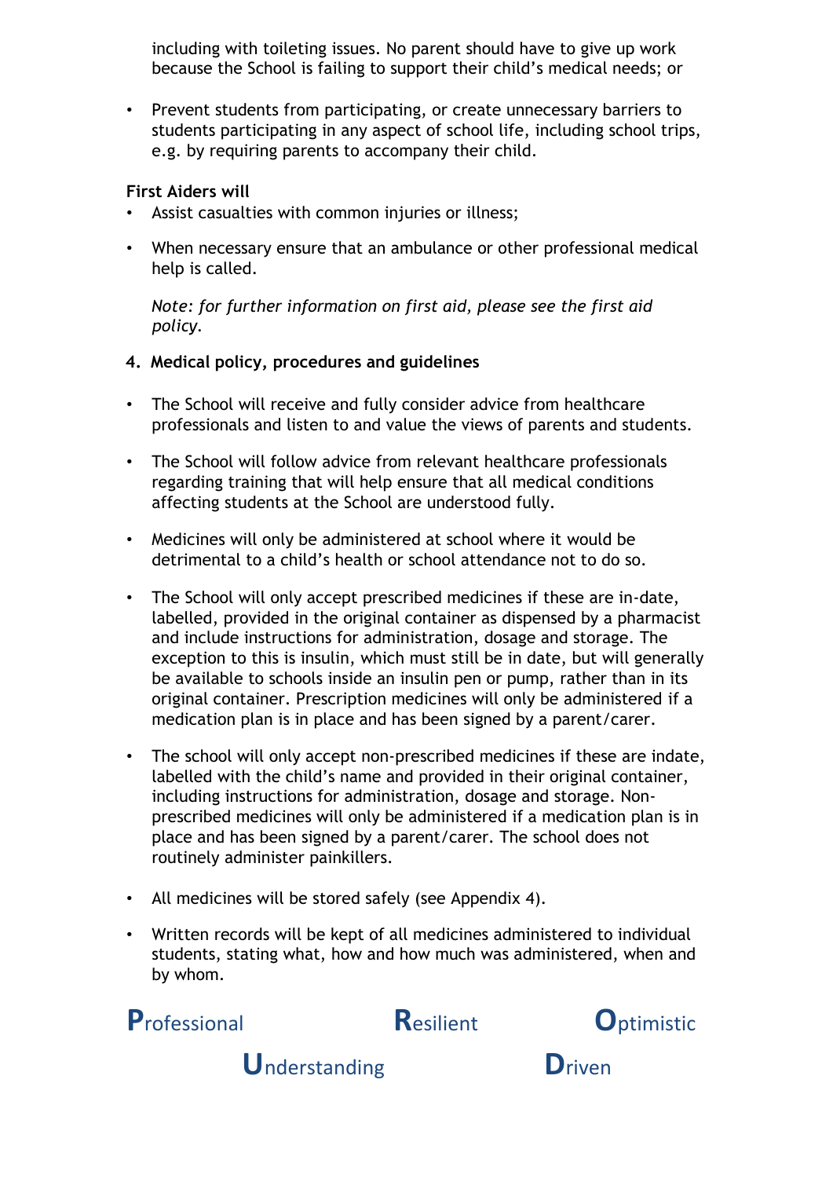including with toileting issues. No parent should have to give up work because the School is failing to support their child's medical needs; or

- Prevent students from participating, or create unnecessary barriers to students participating in any aspect of school life, including school trips, e.g. by requiring parents to accompany their child.

**First Aiders will**

- Assist casualties with common injuries or illness;
- When necessary ensure that an ambulance or other professional medical help is called.

  *Note: for further information on first aid, please see the first aid policy.*

## 4. Medical policy, procedures and guidelines

- The School will receive and fully consider advice from healthcare professionals and listen to and value the views of parents and students.
- The School will follow advice from relevant healthcare professionals regarding training that will help ensure that all medical conditions affecting students at the School are understood fully.
- Medicines will only be administered at school where it would be detrimental to a child's health or school attendance not to do so.
- The School will only accept prescribed medicines if these are in-date, labelled, provided in the original container as dispensed by a pharmacist and include instructions for administration, dosage and storage. The exception to this is insulin, which must still be in date, but will generally be available to schools inside an insulin pen or pump, rather than in its original container. Prescription medicines will only be administered if a medication plan is in place and has been signed by a parent/carer.
- The school will only accept non-prescribed medicines if these are indate, labelled with the child's name and provided in their original container, including instructions for administration, dosage and storage. Non-prescribed medicines will only be administered if a medication plan is in place and has been signed by a parent/carer. The school does not routinely administer painkillers.
- All medicines will be stored safely (see Appendix 4).
- Written records will be kept of all medicines administered to individual students, stating what, how and how much was administered, when and by whom.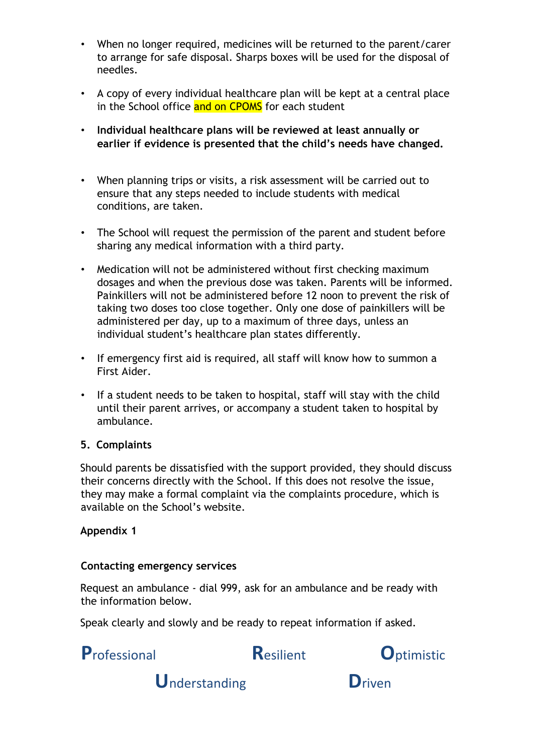- When no longer required, medicines will be returned to the parent/carer to arrange for safe disposal. Sharps boxes will be used for the disposal of needles.
- A copy of every individual healthcare plan will be kept at a central place in the School office and on CPOMS for each student
- **Individual healthcare plans will be reviewed at least annually or earlier if evidence is presented that the child's needs have changed.**
- When planning trips or visits, a risk assessment will be carried out to ensure that any steps needed to include students with medical conditions, are taken.
- The School will request the permission of the parent and student before sharing any medical information with a third party.
- Medication will not be administered without first checking maximum dosages and when the previous dose was taken. Parents will be informed. Painkillers will not be administered before 12 noon to prevent the risk of taking two doses too close together. Only one dose of painkillers will be administered per day, up to a maximum of three days, unless an individual student's healthcare plan states differently.
- If emergency first aid is required, all staff will know how to summon a First Aider.
- If a student needs to be taken to hospital, staff will stay with the child until their parent arrives, or accompany a student taken to hospital by ambulance.

## 5. Complaints

Should parents be dissatisfied with the support provided, they should discuss their concerns directly with the School. If this does not resolve the issue, they may make a formal complaint via the complaints procedure, which is available on the School's website.

## Appendix 1

### Contacting emergency services

Request an ambulance - dial 999, ask for an ambulance and be ready with the information below.

Speak clearly and slowly and be ready to repeat information if asked.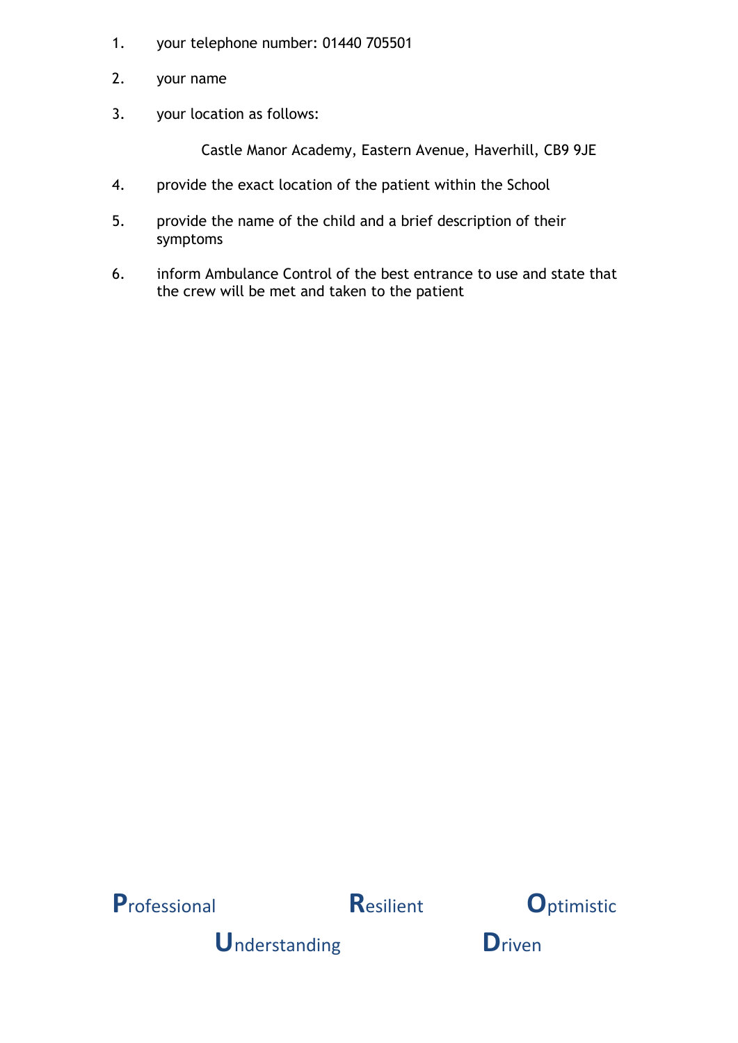1. your telephone number: 01440 705501

2. your name

3. your location as follows:

   Castle Manor Academy, Eastern Avenue, Haverhill, CB9 9JE

4. provide the exact location of the patient within the School

5. provide the name of the child and a brief description of their symptoms

6. inform Ambulance Control of the best entrance to use and state that the crew will be met and taken to the patient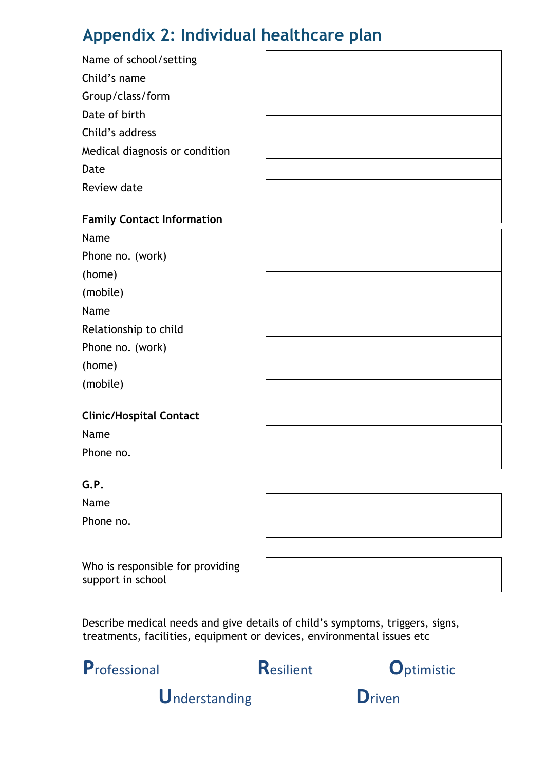## Appendix 2: Individual healthcare plan

| | |
|---|---|
| Name of school/setting | |
| Child's name | |
| Group/class/form | |
| Date of birth | |
| Child's address | |
| Medical diagnosis or condition | |
| Date | |
| Review date | |

**Family Contact Information**

| | |
|---|---|
| Name | |
| Phone no. (work) | |
| (home) | |
| (mobile) | |
| Name | |
| Relationship to child | |
| Phone no. (work) | |
| (home) | |
| (mobile) | |

**Clinic/Hospital Contact**

| | |
|---|---|
| Name | |
| Phone no. | |

**G.P.**

| | |
|---|---|
| Name | |
| Phone no. | |

| | |
|---|---|
| Who is responsible for providing support in school | |

Describe medical needs and give details of child's symptoms, triggers, signs, treatments, facilities, equipment or devices, environmental issues etc

**P**rofessional **R**esilient **O**ptimistic **U**nderstanding **D**riven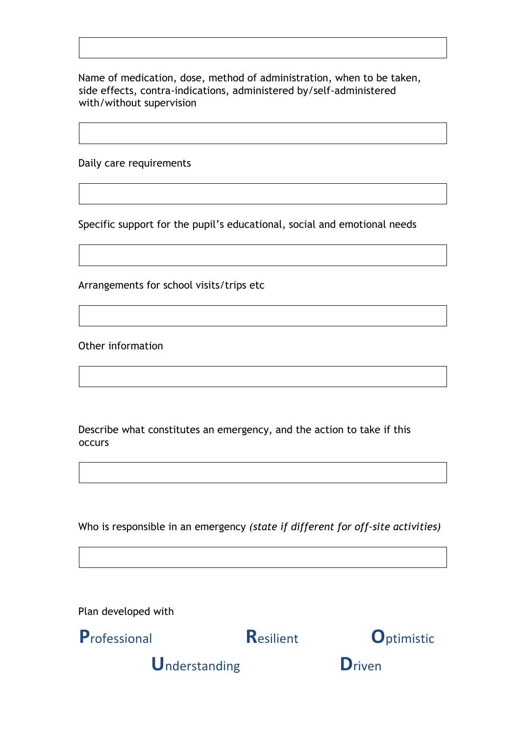Name of medication, dose, method of administration, when to be taken, side effects, contra-indications, administered by/self-administered with/without supervision

Daily care requirements

Specific support for the pupil's educational, social and emotional needs

Arrangements for school visits/trips etc

Other information

Describe what constitutes an emergency, and the action to take if this occurs

Who is responsible in an emergency *(state if different for off-site activities)*

Plan developed with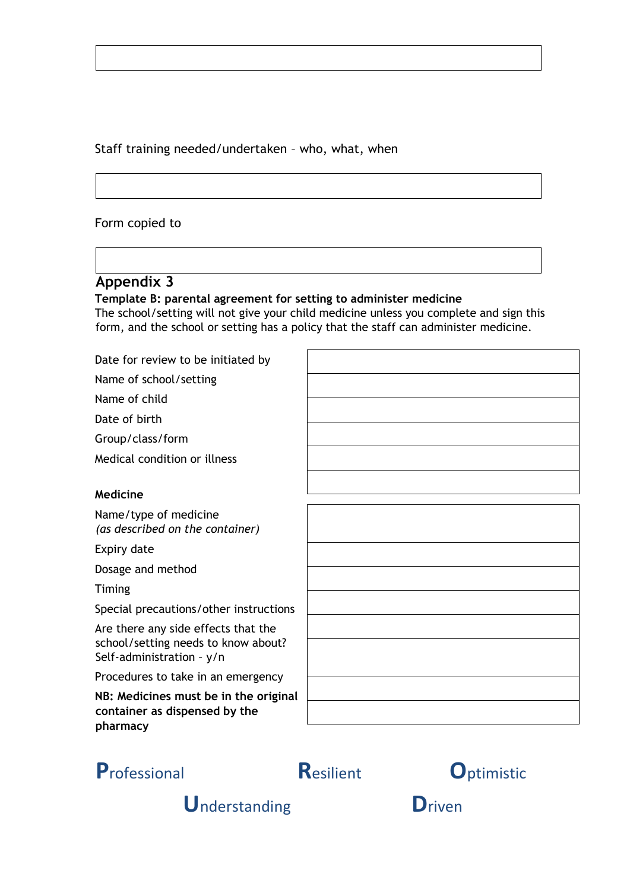Staff training needed/undertaken – who, what, when

Form copied to

## Appendix 3

**Template B: parental agreement for setting to administer medicine**

The school/setting will not give your child medicine unless you complete and sign this form, and the school or setting has a policy that the staff can administer medicine.

| | |
|---|---|
| Date for review to be initiated by | |
| Name of school/setting | |
| Name of child | |
| Date of birth | |
| Group/class/form | |
| Medical condition or illness | |

**Medicine**

| | |
|---|---|
| Name/type of medicine *(as described on the container)* | |
| Expiry date | |
| Dosage and method | |
| Timing | |
| Special precautions/other instructions | |
| Are there any side effects that the school/setting needs to know about? | |
| Self-administration – y/n | |
| Procedures to take in an emergency | |

**NB: Medicines must be in the original container as dispensed by the pharmacy**

**P**rofessional **R**esilient **O**ptimistic **U**nderstanding **D**riven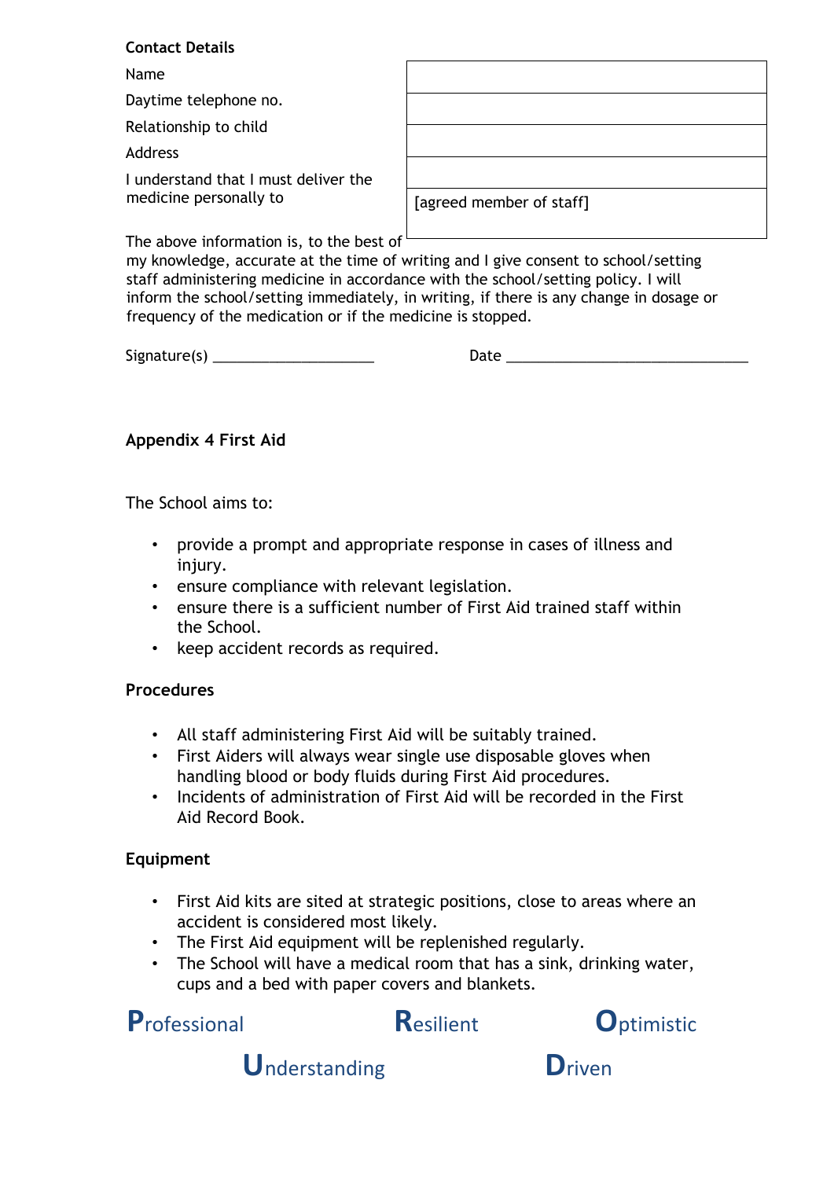**Contact Details**

| | |
|---|---|
| Name | |
| Daytime telephone no. | |
| Relationship to child | |
| Address | |
| I understand that I must deliver the medicine personally to | [agreed member of staff] |

The above information is, to the best of my knowledge, accurate at the time of writing and I give consent to school/setting staff administering medicine in accordance with the school/setting policy. I will inform the school/setting immediately, in writing, if there is any change in dosage or frequency of the medication or if the medicine is stopped.

Signature(s) ____________________ Date ______________________________

**Appendix 4 First Aid**

The School aims to:

- provide a prompt and appropriate response in cases of illness and injury.
- ensure compliance with relevant legislation.
- ensure there is a sufficient number of First Aid trained staff within the School.
- keep accident records as required.

**Procedures**

- All staff administering First Aid will be suitably trained.
- First Aiders will always wear single use disposable gloves when handling blood or body fluids during First Aid procedures.
- Incidents of administration of First Aid will be recorded in the First Aid Record Book.

**Equipment**

- First Aid kits are sited at strategic positions, close to areas where an accident is considered most likely.
- The First Aid equipment will be replenished regularly.
- The School will have a medical room that has a sink, drinking water, cups and a bed with paper covers and blankets.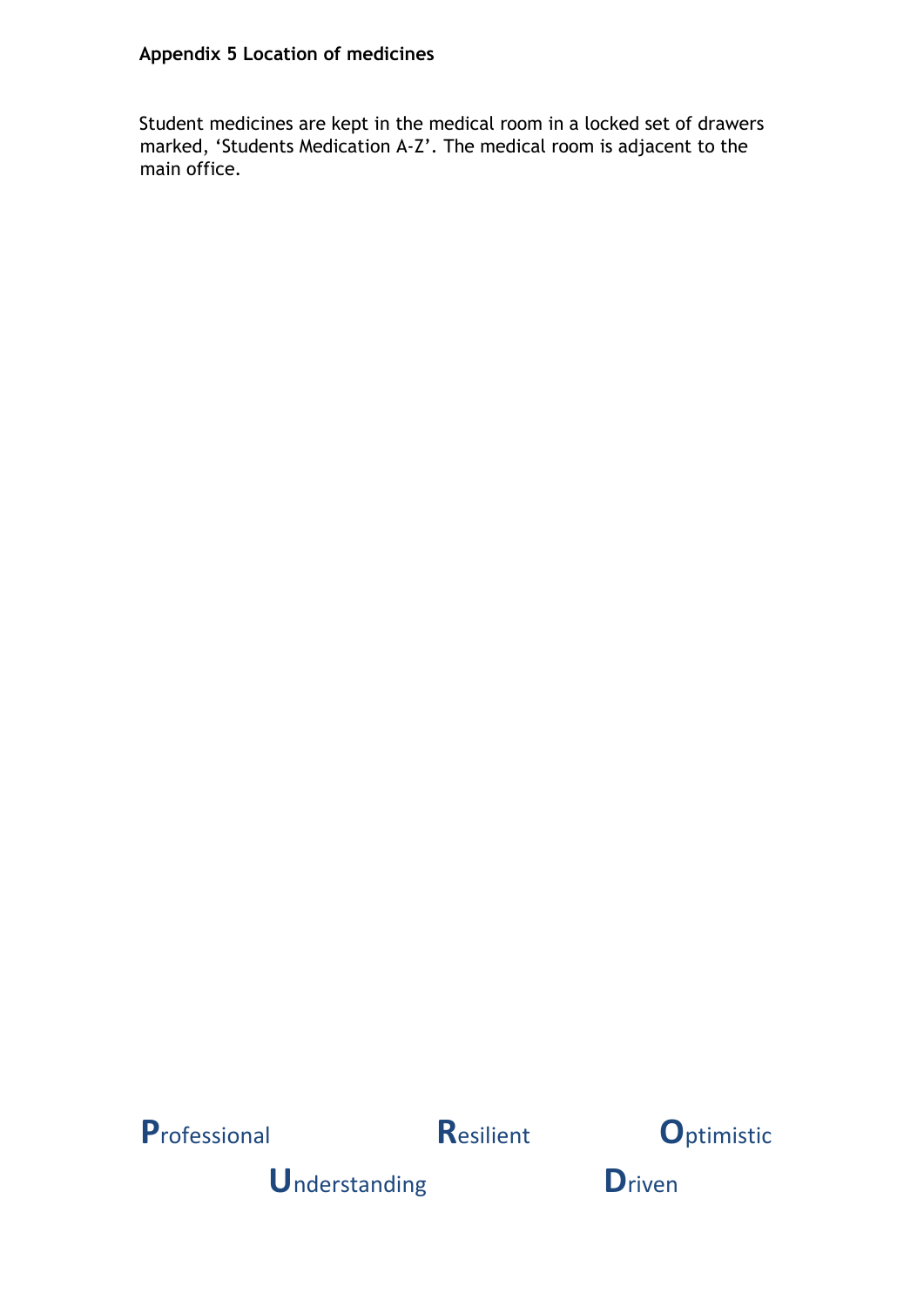**Appendix 5 Location of medicines**

Student medicines are kept in the medical room in a locked set of drawers marked, 'Students Medication A-Z'. The medical room is adjacent to the main office.